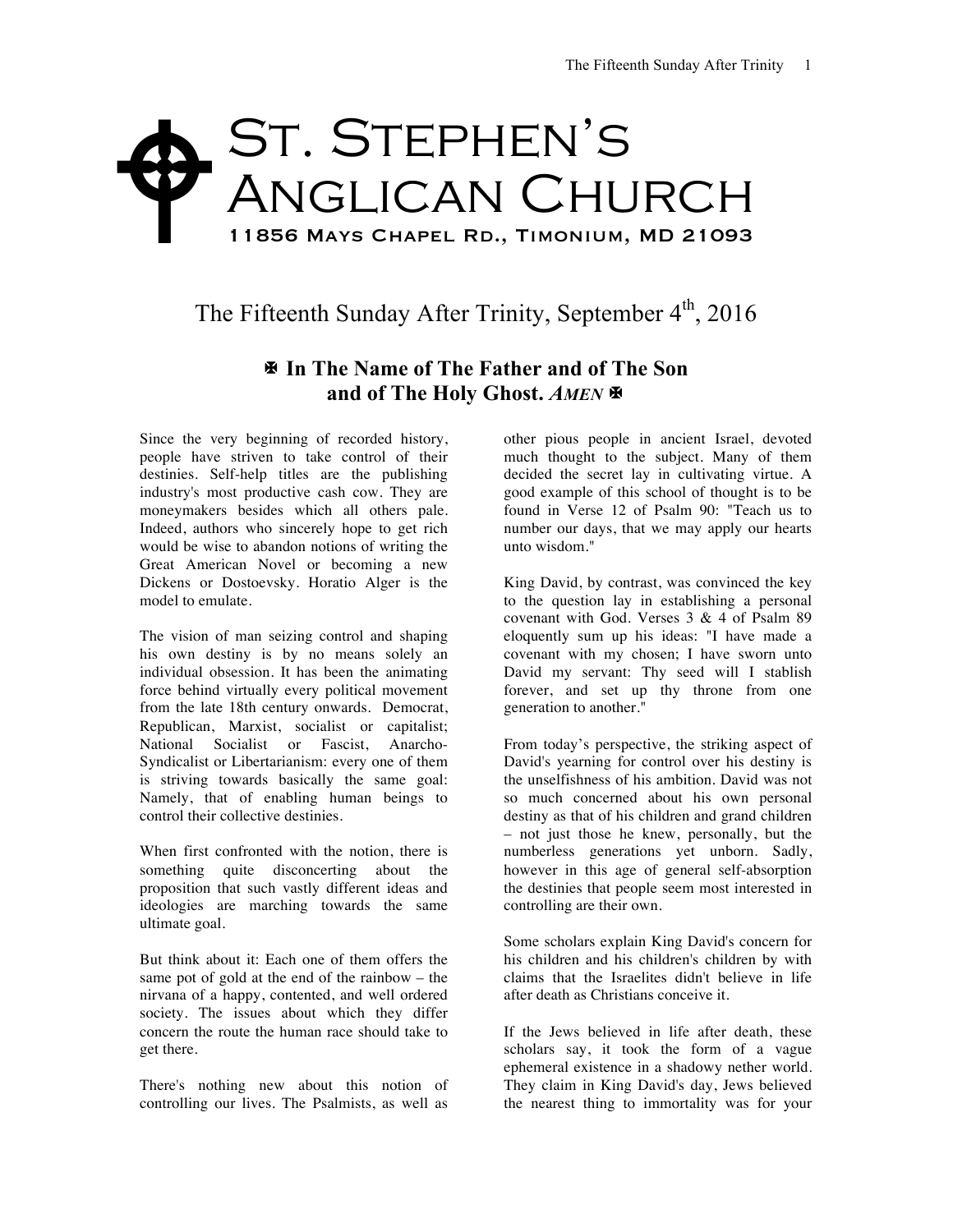# St. Stephen's Anglican Church

**11856 Mays Chapel Rd., Timonium, MD 21093**

## The Fifteenth Sunday After Trinity, September 4th, 2016

### ✠ In The Name of The Father and of The Son and of The Holy Ghost. *AMEN* ✠

Since the very beginning of recorded history, people have striven to take control of their destinies. Self-help titles are the publishing industry's most productive cash cow. They are moneymakers besides which all others pale. Indeed, authors who sincerely hope to get rich would be wise to abandon notions of writing the Great American Novel or becoming a new Dickens or Dostoevsky. Horatio Alger is the model to emulate.

The vision of man seizing control and shaping his own destiny is by no means solely an individual obsession. It has been the animating force behind virtually every political movement from the late 18th century onwards. Democrat, Republican, Marxist, socialist or capitalist; National Socialist or Fascist, Anarcho-Syndicalist or Libertarianism: every one of them is striving towards basically the same goal: Namely, that of enabling human beings to control their collective destinies.

When first confronted with the notion, there is something quite disconcerting about the proposition that such vastly different ideas and ideologies are marching towards the same ultimate goal.

But think about it: Each one of them offers the same pot of gold at the end of the rainbow – the nirvana of a happy, contented, and well ordered society. The issues about which they differ concern the route the human race should take to get there.

There's nothing new about this notion of controlling our lives. The Psalmists, as well as other pious people in ancient Israel, devoted much thought to the subject. Many of them decided the secret lay in cultivating virtue. A good example of this school of thought is to be found in Verse 12 of Psalm 90: "Teach us to number our days, that we may apply our hearts unto wisdom."

King David, by contrast, was convinced the key to the question lay in establishing a personal covenant with God. Verses 3 & 4 of Psalm 89 eloquently sum up his ideas: "I have made a covenant with my chosen; I have sworn unto David my servant: Thy seed will I stablish forever, and set up thy throne from one generation to another."

From today's perspective, the striking aspect of David's yearning for control over his destiny is the unselfishness of his ambition. David was not so much concerned about his own personal destiny as that of his children and grand children – not just those he knew, personally, but the numberless generations yet unborn. Sadly, however in this age of general self-absorption the destinies that people seem most interested in controlling are their own.

Some scholars explain King David's concern for his children and his children's children by with claims that the Israelites didn't believe in life after death as Christians conceive it.

If the Jews believed in life after death, these scholars say, it took the form of a vague ephemeral existence in a shadowy nether world. They claim in King David's day, Jews believed the nearest thing to immortality was for your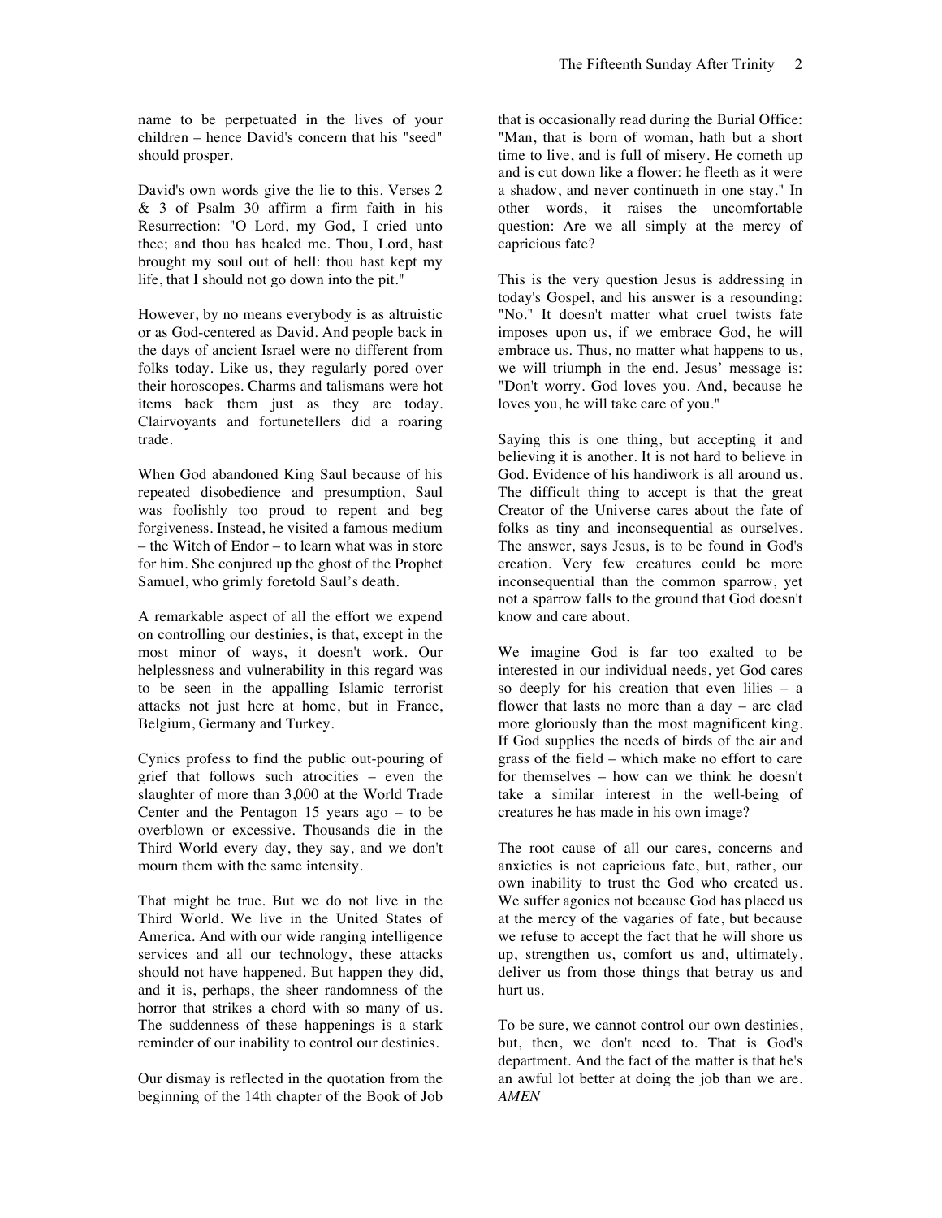name to be perpetuated in the lives of your children – hence David's concern that his "seed" should prosper.

David's own words give the lie to this. Verses 2 & 3 of Psalm 30 affirm a firm faith in his Resurrection: "O Lord, my God, I cried unto thee; and thou has healed me. Thou, Lord, hast brought my soul out of hell: thou hast kept my life, that I should not go down into the pit."

However, by no means everybody is as altruistic or as God-centered as David. And people back in the days of ancient Israel were no different from folks today. Like us, they regularly pored over their horoscopes. Charms and talismans were hot items back them just as they are today. Clairvoyants and fortunetellers did a roaring trade.

When God abandoned King Saul because of his repeated disobedience and presumption, Saul was foolishly too proud to repent and beg forgiveness. Instead, he visited a famous medium – the Witch of Endor – to learn what was in store for him. She conjured up the ghost of the Prophet Samuel, who grimly foretold Saul's death.

A remarkable aspect of all the effort we expend on controlling our destinies, is that, except in the most minor of ways, it doesn't work. Our helplessness and vulnerability in this regard was to be seen in the appalling Islamic terrorist attacks not just here at home, but in France, Belgium, Germany and Turkey.

Cynics profess to find the public out-pouring of grief that follows such atrocities – even the slaughter of more than 3,000 at the World Trade Center and the Pentagon 15 years ago – to be overblown or excessive. Thousands die in the Third World every day, they say, and we don't mourn them with the same intensity.

That might be true. But we do not live in the Third World. We live in the United States of America. And with our wide ranging intelligence services and all our technology, these attacks should not have happened. But happen they did, and it is, perhaps, the sheer randomness of the horror that strikes a chord with so many of us. The suddenness of these happenings is a stark reminder of our inability to control our destinies.

Our dismay is reflected in the quotation from the beginning of the 14th chapter of the Book of Job that is occasionally read during the Burial Office: "Man, that is born of woman, hath but a short time to live, and is full of misery. He cometh up and is cut down like a flower: he fleeth as it were a shadow, and never continueth in one stay." In other words, it raises the uncomfortable question: Are we all simply at the mercy of capricious fate?

This is the very question Jesus is addressing in today's Gospel, and his answer is a resounding: "No." It doesn't matter what cruel twists fate imposes upon us, if we embrace God, he will embrace us. Thus, no matter what happens to us, we will triumph in the end. Jesus' message is: "Don't worry. God loves you. And, because he loves you, he will take care of you."

Saying this is one thing, but accepting it and believing it is another. It is not hard to believe in God. Evidence of his handiwork is all around us. The difficult thing to accept is that the great Creator of the Universe cares about the fate of folks as tiny and inconsequential as ourselves. The answer, says Jesus, is to be found in God's creation. Very few creatures could be more inconsequential than the common sparrow, yet not a sparrow falls to the ground that God doesn't know and care about.

We imagine God is far too exalted to be interested in our individual needs, yet God cares so deeply for his creation that even lilies – a flower that lasts no more than a day – are clad more gloriously than the most magnificent king. If God supplies the needs of birds of the air and grass of the field – which make no effort to care for themselves – how can we think he doesn't take a similar interest in the well-being of creatures he has made in his own image?

The root cause of all our cares, concerns and anxieties is not capricious fate, but, rather, our own inability to trust the God who created us. We suffer agonies not because God has placed us at the mercy of the vagaries of fate, but because we refuse to accept the fact that he will shore us up, strengthen us, comfort us and, ultimately, deliver us from those things that betray us and hurt us.

To be sure, we cannot control our own destinies, but, then, we don't need to. That is God's department. And the fact of the matter is that he's an awful lot better at doing the job than we are. *AMEN*